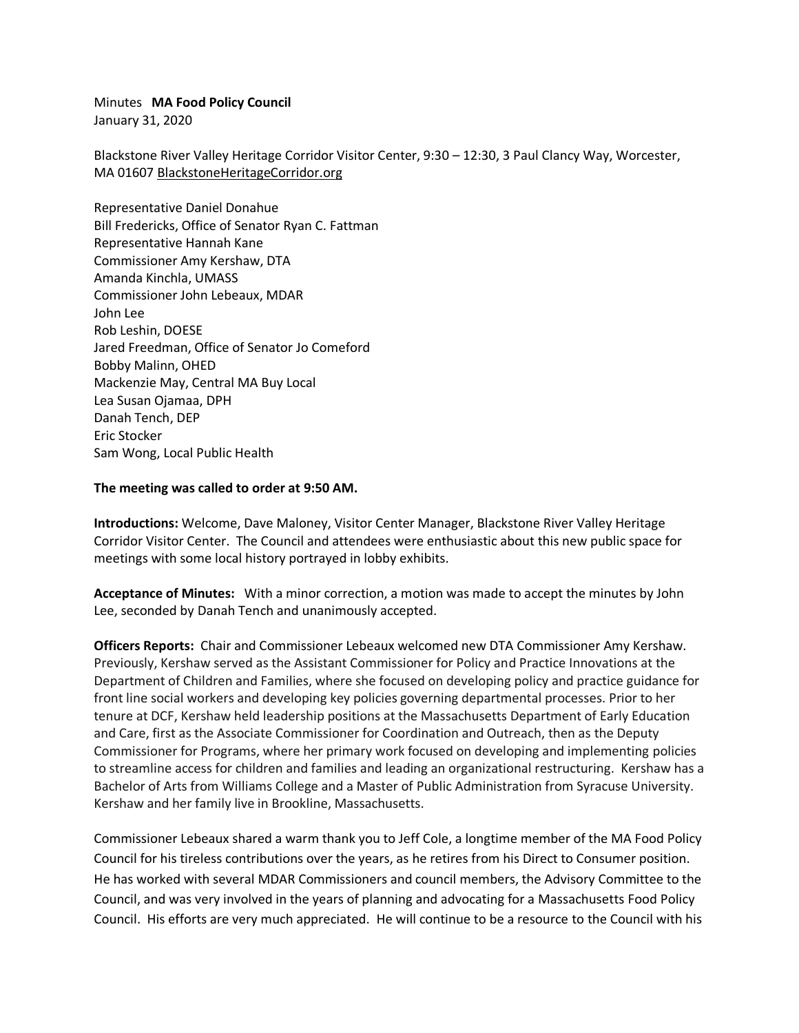Minutes **MA Food Policy Council**
January 31, 2020

Blackstone River Valley Heritage Corridor Visitor Center, 9:30 – 12:30, 3 Paul Clancy Way, Worcester, MA 01607 BlackstoneHeritageCorridor.org

Representative Daniel Donahue
Bill Fredericks, Office of Senator Ryan C. Fattman
Representative Hannah Kane
Commissioner Amy Kershaw, DTA
Amanda Kinchla, UMASS
Commissioner John Lebeaux, MDAR
John Lee
Rob Leshin, DOESE
Jared Freedman, Office of Senator Jo Comeford
Bobby Malinn, OHED
Mackenzie May, Central MA Buy Local
Lea Susan Ojamaa, DPH
Danah Tench, DEP
Eric Stocker
Sam Wong, Local Public Health

**The meeting was called to order at 9:50 AM.**

**Introductions:** Welcome, Dave Maloney, Visitor Center Manager, Blackstone River Valley Heritage Corridor Visitor Center. The Council and attendees were enthusiastic about this new public space for meetings with some local history portrayed in lobby exhibits.

**Acceptance of Minutes:** With a minor correction, a motion was made to accept the minutes by John Lee, seconded by Danah Tench and unanimously accepted.

**Officers Reports:** Chair and Commissioner Lebeaux welcomed new DTA Commissioner Amy Kershaw. Previously, Kershaw served as the Assistant Commissioner for Policy and Practice Innovations at the Department of Children and Families, where she focused on developing policy and practice guidance for front line social workers and developing key policies governing departmental processes. Prior to her tenure at DCF, Kershaw held leadership positions at the Massachusetts Department of Early Education and Care, first as the Associate Commissioner for Coordination and Outreach, then as the Deputy Commissioner for Programs, where her primary work focused on developing and implementing policies to streamline access for children and families and leading an organizational restructuring. Kershaw has a Bachelor of Arts from Williams College and a Master of Public Administration from Syracuse University. Kershaw and her family live in Brookline, Massachusetts.

Commissioner Lebeaux shared a warm thank you to Jeff Cole, a longtime member of the MA Food Policy Council for his tireless contributions over the years, as he retires from his Direct to Consumer position. He has worked with several MDAR Commissioners and council members, the Advisory Committee to the Council, and was very involved in the years of planning and advocating for a Massachusetts Food Policy Council. His efforts are very much appreciated. He will continue to be a resource to the Council with his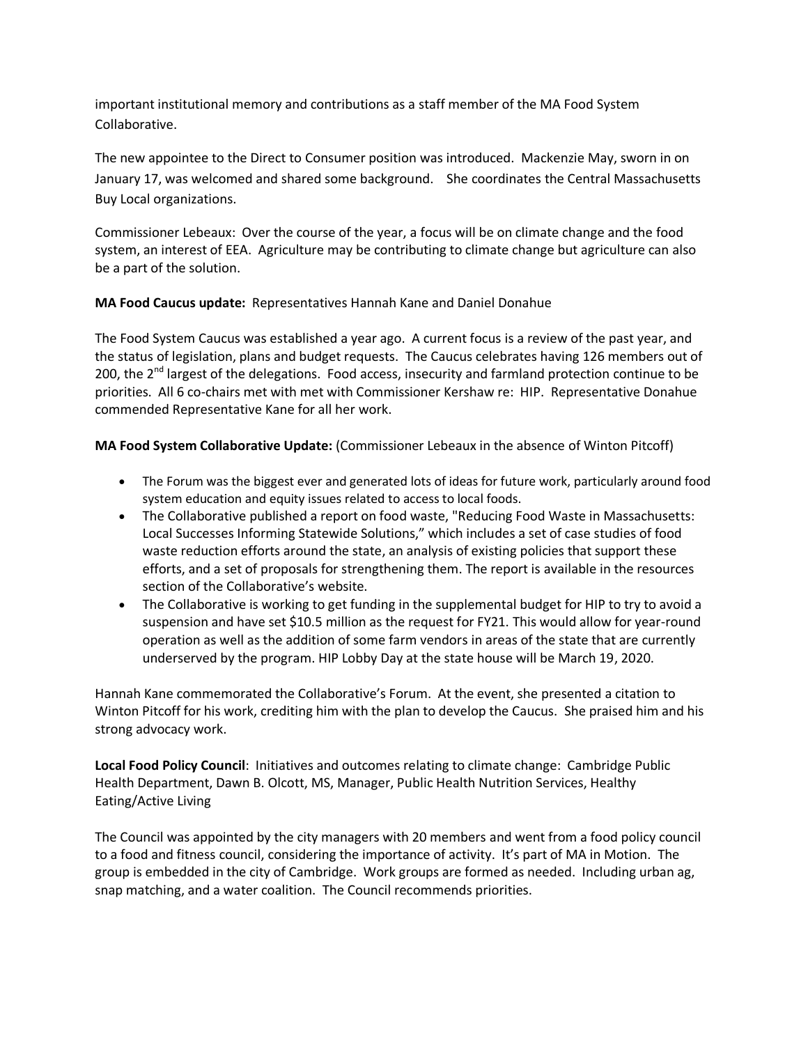important institutional memory and contributions as a staff member of the MA Food System Collaborative.

The new appointee to the Direct to Consumer position was introduced. Mackenzie May, sworn in on January 17, was welcomed and shared some background. She coordinates the Central Massachusetts Buy Local organizations.

Commissioner Lebeaux: Over the course of the year, a focus will be on climate change and the food system, an interest of EEA. Agriculture may be contributing to climate change but agriculture can also be a part of the solution.

**MA Food Caucus update:** Representatives Hannah Kane and Daniel Donahue

The Food System Caucus was established a year ago. A current focus is a review of the past year, and the status of legislation, plans and budget requests. The Caucus celebrates having 126 members out of 200, the 2nd largest of the delegations. Food access, insecurity and farmland protection continue to be priorities. All 6 co-chairs met with met with Commissioner Kershaw re: HIP. Representative Donahue commended Representative Kane for all her work.

**MA Food System Collaborative Update:** (Commissioner Lebeaux in the absence of Winton Pitcoff)

- The Forum was the biggest ever and generated lots of ideas for future work, particularly around food system education and equity issues related to access to local foods.
- The Collaborative published a report on food waste, "Reducing Food Waste in Massachusetts: Local Successes Informing Statewide Solutions," which includes a set of case studies of food waste reduction efforts around the state, an analysis of existing policies that support these efforts, and a set of proposals for strengthening them. The report is available in the resources section of the Collaborative's website.
- The Collaborative is working to get funding in the supplemental budget for HIP to try to avoid a suspension and have set $10.5 million as the request for FY21. This would allow for year-round operation as well as the addition of some farm vendors in areas of the state that are currently underserved by the program. HIP Lobby Day at the state house will be March 19, 2020.

Hannah Kane commemorated the Collaborative's Forum. At the event, she presented a citation to Winton Pitcoff for his work, crediting him with the plan to develop the Caucus. She praised him and his strong advocacy work.

**Local Food Policy Council**: Initiatives and outcomes relating to climate change: Cambridge Public Health Department, Dawn B. Olcott, MS, Manager, Public Health Nutrition Services, Healthy Eating/Active Living

The Council was appointed by the city managers with 20 members and went from a food policy council to a food and fitness council, considering the importance of activity. It's part of MA in Motion. The group is embedded in the city of Cambridge. Work groups are formed as needed. Including urban ag, snap matching, and a water coalition. The Council recommends priorities.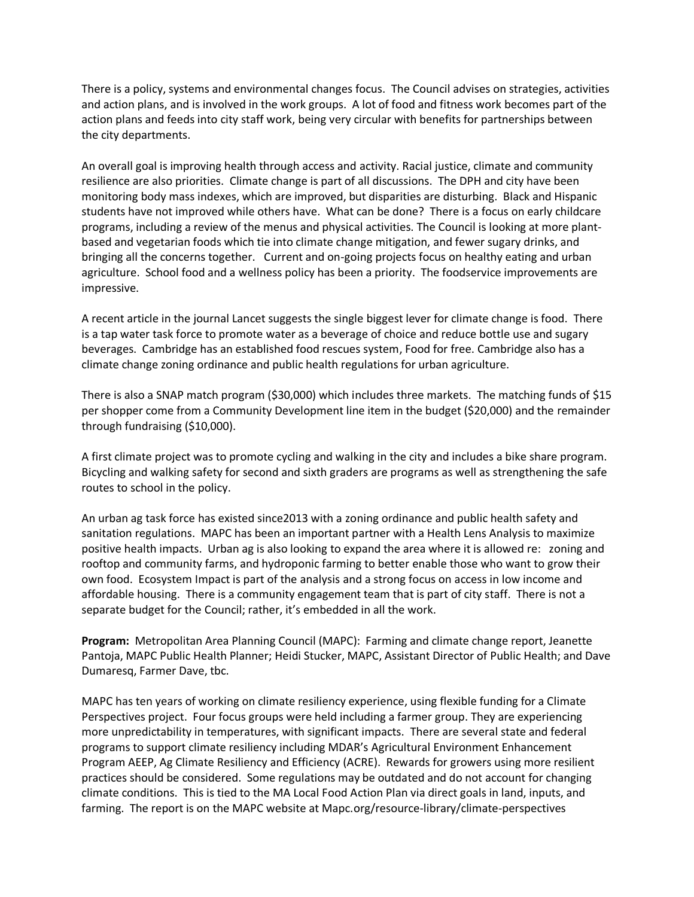There is a policy, systems and environmental changes focus. The Council advises on strategies, activities and action plans, and is involved in the work groups. A lot of food and fitness work becomes part of the action plans and feeds into city staff work, being very circular with benefits for partnerships between the city departments.

An overall goal is improving health through access and activity. Racial justice, climate and community resilience are also priorities. Climate change is part of all discussions. The DPH and city have been monitoring body mass indexes, which are improved, but disparities are disturbing. Black and Hispanic students have not improved while others have. What can be done? There is a focus on early childcare programs, including a review of the menus and physical activities. The Council is looking at more plant-based and vegetarian foods which tie into climate change mitigation, and fewer sugary drinks, and bringing all the concerns together. Current and on-going projects focus on healthy eating and urban agriculture. School food and a wellness policy has been a priority. The foodservice improvements are impressive.

A recent article in the journal Lancet suggests the single biggest lever for climate change is food. There is a tap water task force to promote water as a beverage of choice and reduce bottle use and sugary beverages. Cambridge has an established food rescues system, Food for free. Cambridge also has a climate change zoning ordinance and public health regulations for urban agriculture.

There is also a SNAP match program ($30,000) which includes three markets. The matching funds of $15 per shopper come from a Community Development line item in the budget ($20,000) and the remainder through fundraising ($10,000).

A first climate project was to promote cycling and walking in the city and includes a bike share program. Bicycling and walking safety for second and sixth graders are programs as well as strengthening the safe routes to school in the policy.

An urban ag task force has existed since2013 with a zoning ordinance and public health safety and sanitation regulations. MAPC has been an important partner with a Health Lens Analysis to maximize positive health impacts. Urban ag is also looking to expand the area where it is allowed re: zoning and rooftop and community farms, and hydroponic farming to better enable those who want to grow their own food. Ecosystem Impact is part of the analysis and a strong focus on access in low income and affordable housing. There is a community engagement team that is part of city staff. There is not a separate budget for the Council; rather, it's embedded in all the work.

**Program:** Metropolitan Area Planning Council (MAPC): Farming and climate change report, Jeanette Pantoja, MAPC Public Health Planner; Heidi Stucker, MAPC, Assistant Director of Public Health; and Dave Dumaresq, Farmer Dave, tbc.

MAPC has ten years of working on climate resiliency experience, using flexible funding for a Climate Perspectives project. Four focus groups were held including a farmer group. They are experiencing more unpredictability in temperatures, with significant impacts. There are several state and federal programs to support climate resiliency including MDAR's Agricultural Environment Enhancement Program AEEP, Ag Climate Resiliency and Efficiency (ACRE). Rewards for growers using more resilient practices should be considered. Some regulations may be outdated and do not account for changing climate conditions. This is tied to the MA Local Food Action Plan via direct goals in land, inputs, and farming. The report is on the MAPC website at Mapc.org/resource-library/climate-perspectives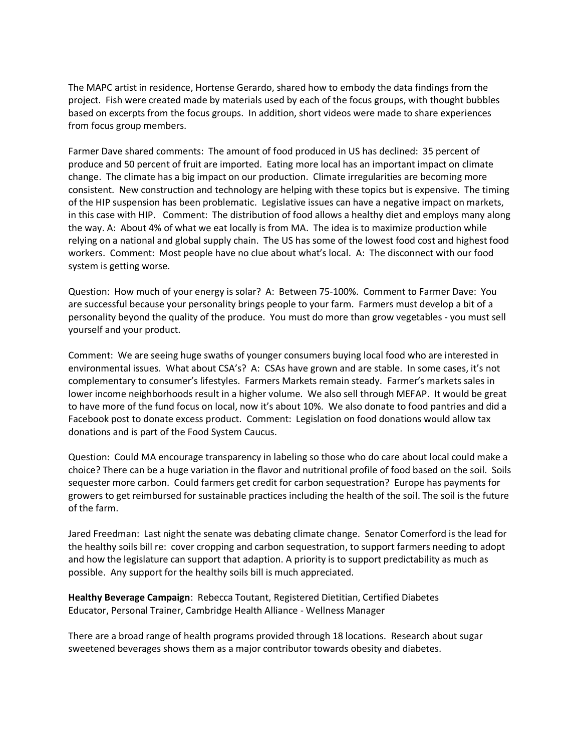The MAPC artist in residence, Hortense Gerardo, shared how to embody the data findings from the project. Fish were created made by materials used by each of the focus groups, with thought bubbles based on excerpts from the focus groups. In addition, short videos were made to share experiences from focus group members.

Farmer Dave shared comments: The amount of food produced in US has declined: 35 percent of produce and 50 percent of fruit are imported. Eating more local has an important impact on climate change. The climate has a big impact on our production. Climate irregularities are becoming more consistent. New construction and technology are helping with these topics but is expensive. The timing of the HIP suspension has been problematic. Legislative issues can have a negative impact on markets, in this case with HIP. Comment: The distribution of food allows a healthy diet and employs many along the way. A: About 4% of what we eat locally is from MA. The idea is to maximize production while relying on a national and global supply chain. The US has some of the lowest food cost and highest food workers. Comment: Most people have no clue about what's local. A: The disconnect with our food system is getting worse.

Question: How much of your energy is solar? A: Between 75-100%. Comment to Farmer Dave: You are successful because your personality brings people to your farm. Farmers must develop a bit of a personality beyond the quality of the produce. You must do more than grow vegetables - you must sell yourself and your product.

Comment: We are seeing huge swaths of younger consumers buying local food who are interested in environmental issues. What about CSA's? A: CSAs have grown and are stable. In some cases, it's not complementary to consumer's lifestyles. Farmers Markets remain steady. Farmer's markets sales in lower income neighborhoods result in a higher volume. We also sell through MEFAP. It would be great to have more of the fund focus on local, now it's about 10%. We also donate to food pantries and did a Facebook post to donate excess product. Comment: Legislation on food donations would allow tax donations and is part of the Food System Caucus.

Question: Could MA encourage transparency in labeling so those who do care about local could make a choice? There can be a huge variation in the flavor and nutritional profile of food based on the soil. Soils sequester more carbon. Could farmers get credit for carbon sequestration? Europe has payments for growers to get reimbursed for sustainable practices including the health of the soil. The soil is the future of the farm.

Jared Freedman: Last night the senate was debating climate change. Senator Comerford is the lead for the healthy soils bill re: cover cropping and carbon sequestration, to support farmers needing to adopt and how the legislature can support that adaption. A priority is to support predictability as much as possible. Any support for the healthy soils bill is much appreciated.

**Healthy Beverage Campaign**: Rebecca Toutant, Registered Dietitian, Certified Diabetes Educator, Personal Trainer, Cambridge Health Alliance - Wellness Manager

There are a broad range of health programs provided through 18 locations. Research about sugar sweetened beverages shows them as a major contributor towards obesity and diabetes.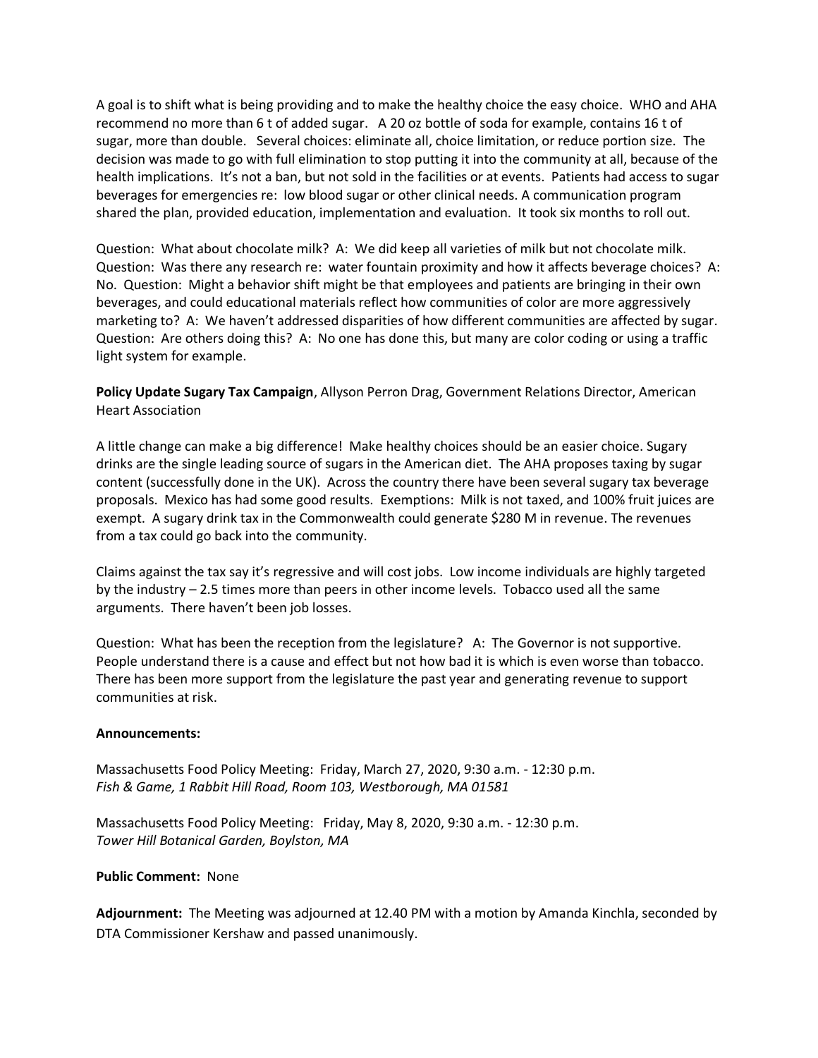A goal is to shift what is being providing and to make the healthy choice the easy choice. WHO and AHA recommend no more than 6 t of added sugar. A 20 oz bottle of soda for example, contains 16 t of sugar, more than double. Several choices: eliminate all, choice limitation, or reduce portion size. The decision was made to go with full elimination to stop putting it into the community at all, because of the health implications. It's not a ban, but not sold in the facilities or at events. Patients had access to sugar beverages for emergencies re: low blood sugar or other clinical needs. A communication program shared the plan, provided education, implementation and evaluation. It took six months to roll out.

Question: What about chocolate milk? A: We did keep all varieties of milk but not chocolate milk. Question: Was there any research re: water fountain proximity and how it affects beverage choices? A: No. Question: Might a behavior shift might be that employees and patients are bringing in their own beverages, and could educational materials reflect how communities of color are more aggressively marketing to? A: We haven't addressed disparities of how different communities are affected by sugar. Question: Are others doing this? A: No one has done this, but many are color coding or using a traffic light system for example.

**Policy Update Sugary Tax Campaign**, Allyson Perron Drag, Government Relations Director, American Heart Association

A little change can make a big difference! Make healthy choices should be an easier choice. Sugary drinks are the single leading source of sugars in the American diet. The AHA proposes taxing by sugar content (successfully done in the UK). Across the country there have been several sugary tax beverage proposals. Mexico has had some good results. Exemptions: Milk is not taxed, and 100% fruit juices are exempt. A sugary drink tax in the Commonwealth could generate $280 M in revenue. The revenues from a tax could go back into the community.

Claims against the tax say it's regressive and will cost jobs. Low income individuals are highly targeted by the industry – 2.5 times more than peers in other income levels. Tobacco used all the same arguments. There haven't been job losses.

Question: What has been the reception from the legislature? A: The Governor is not supportive. People understand there is a cause and effect but not how bad it is which is even worse than tobacco. There has been more support from the legislature the past year and generating revenue to support communities at risk.

**Announcements:**

Massachusetts Food Policy Meeting: Friday, March 27, 2020, 9:30 a.m. - 12:30 p.m.
*Fish & Game, 1 Rabbit Hill Road, Room 103, Westborough, MA 01581*

Massachusetts Food Policy Meeting: Friday, May 8, 2020, 9:30 a.m. - 12:30 p.m.
*Tower Hill Botanical Garden, Boylston, MA*

**Public Comment:** None

**Adjournment:** The Meeting was adjourned at 12.40 PM with a motion by Amanda Kinchla, seconded by DTA Commissioner Kershaw and passed unanimously.